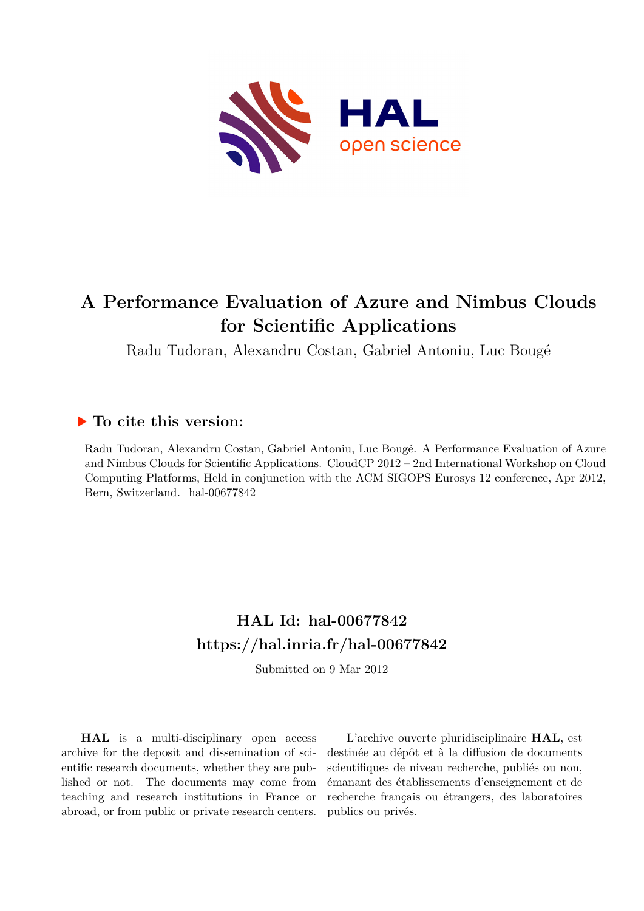# A Performance Evaluation of Azure and Nimbus Clouds for Scientific Applications

Radu Tudoran, Alexandru Costan, Gabriel Antoniu, Luc Bougé

## ▶ To cite this version:

Radu Tudoran, Alexandru Costan, Gabriel Antoniu, Luc Bougé. A Performance Evaluation of Azure and Nimbus Clouds for Scientific Applications. CloudCP 2012 – 2nd International Workshop on Cloud Computing Platforms, Held in conjunction with the ACM SIGOPS Eurosys 12 conference, Apr 2012, Bern, Switzerland. hal-00677842

## HAL Id: hal-00677842
## https://hal.inria.fr/hal-00677842

Submitted on 9 Mar 2012

**HAL** is a multi-disciplinary open access archive for the deposit and dissemination of scientific research documents, whether they are published or not. The documents may come from teaching and research institutions in France or abroad, or from public or private research centers.

L'archive ouverte pluridisciplinaire **HAL**, est destinée au dépôt et à la diffusion de documents scientifiques de niveau recherche, publiés ou non, émanant des établissements d'enseignement et de recherche français ou étrangers, des laboratoires publics ou privés.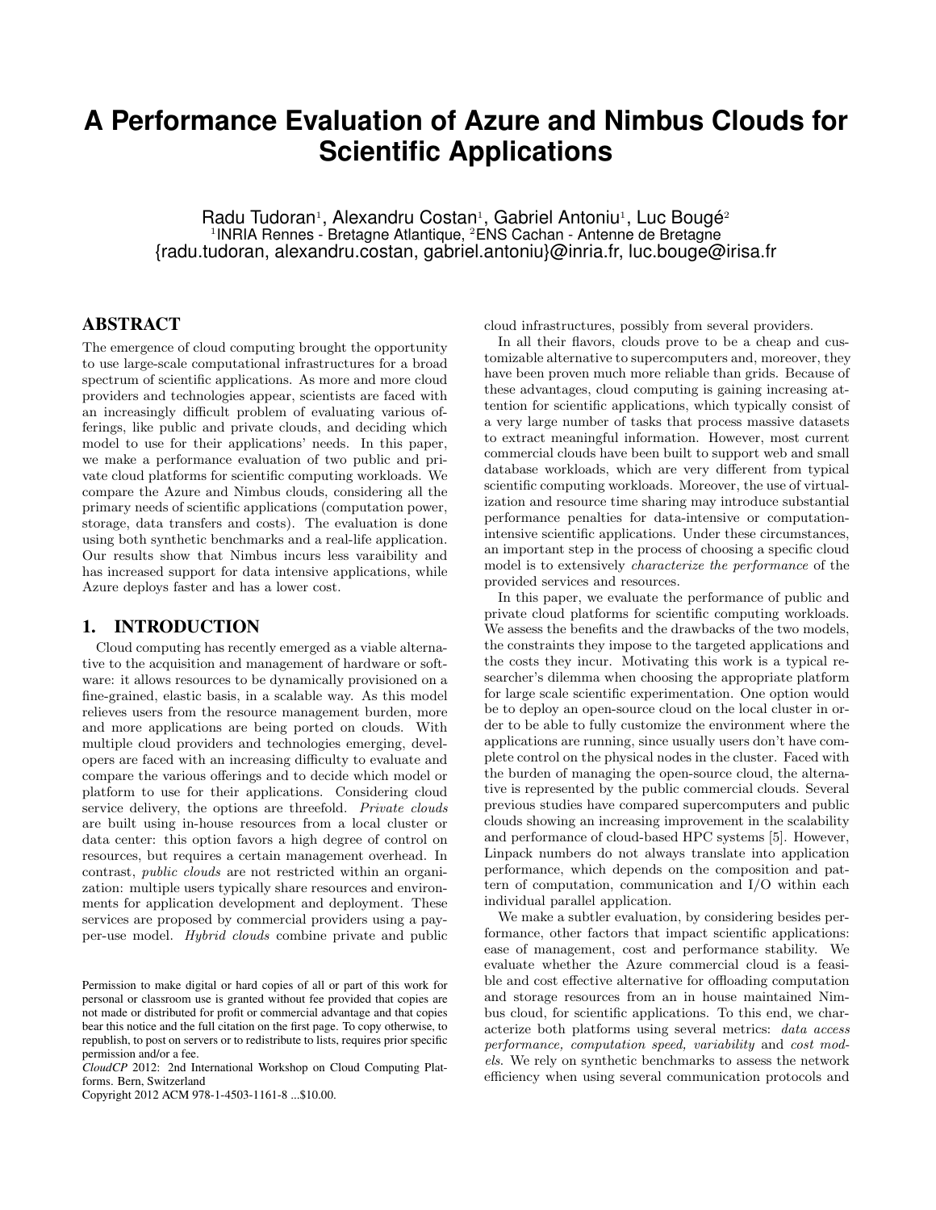# A Performance Evaluation of Azure and Nimbus Clouds for Scientific Applications

Radu Tudoran[1], Alexandru Costan[1], Gabriel Antoniu[1], Luc Bougé[2]
[1]INRIA Rennes - Bretagne Atlantique, [2]ENS Cachan - Antenne de Bretagne
{radu.tudoran, alexandru.costan, gabriel.antoniu}@inria.fr, luc.bouge@irisa.fr

## ABSTRACT

The emergence of cloud computing brought the opportunity to use large-scale computational infrastructures for a broad spectrum of scientific applications. As more and more cloud providers and technologies appear, scientists are faced with an increasingly difficult problem of evaluating various offerings, like public and private clouds, and deciding which model to use for their applications' needs. In this paper, we make a performance evaluation of two public and private cloud platforms for scientific computing workloads. We compare the Azure and Nimbus clouds, considering all the primary needs of scientific applications (computation power, storage, data transfers and costs). The evaluation is done using both synthetic benchmarks and a real-life application. Our results show that Nimbus incurs less varaibility and has increased support for data intensive applications, while Azure deploys faster and has a lower cost.

## 1. INTRODUCTION

Cloud computing has recently emerged as a viable alternative to the acquisition and management of hardware or software: it allows resources to be dynamically provisioned on a fine-grained, elastic basis, in a scalable way. As this model relieves users from the resource management burden, more and more applications are being ported on clouds. With multiple cloud providers and technologies emerging, developers are faced with an increasing difficulty to evaluate and compare the various offerings and to decide which model or platform to use for their applications. Considering cloud service delivery, the options are threefold. *Private clouds* are built using in-house resources from a local cluster or data center: this option favors a high degree of control on resources, but requires a certain management overhead. In contrast, *public clouds* are not restricted within an organization: multiple users typically share resources and environments for application development and deployment. These services are proposed by commercial providers using a pay-per-use model. *Hybrid clouds* combine private and public cloud infrastructures, possibly from several providers.

In all their flavors, clouds prove to be a cheap and customizable alternative to supercomputers and, moreover, they have been proven much more reliable than grids. Because of these advantages, cloud computing is gaining increasing attention for scientific applications, which typically consist of a very large number of tasks that process massive datasets to extract meaningful information. However, most current commercial clouds have been built to support web and small database workloads, which are very different from typical scientific computing workloads. Moreover, the use of virtualization and resource time sharing may introduce substantial performance penalties for data-intensive or computation-intensive scientific applications. Under these circumstances, an important step in the process of choosing a specific cloud model is to extensively *characterize the performance* of the provided services and resources.

In this paper, we evaluate the performance of public and private cloud platforms for scientific computing workloads. We assess the benefits and the drawbacks of the two models, the constraints they impose to the targeted applications and the costs they incur. Motivating this work is a typical researcher's dilemma when choosing the appropriate platform for large scale scientific experimentation. One option would be to deploy an open-source cloud on the local cluster in order to be able to fully customize the environment where the applications are running, since usually users don't have complete control on the physical nodes in the cluster. Faced with the burden of managing the open-source cloud, the alternative is represented by the public commercial clouds. Several previous studies have compared supercomputers and public clouds showing an increasing improvement in the scalability and performance of cloud-based HPC systems [5]. However, Linpack numbers do not always translate into application performance, which depends on the composition and pattern of computation, communication and I/O within each individual parallel application.

We make a subtler evaluation, by considering besides performance, other factors that impact scientific applications: ease of management, cost and performance stability. We evaluate whether the Azure commercial cloud is a feasible and cost effective alternative for offloading computation and storage resources from an in house maintained Nimbus cloud, for scientific applications. To this end, we characterize both platforms using several metrics: *data access performance, computation speed, variability* and *cost models*. We rely on synthetic benchmarks to assess the network efficiency when using several communication protocols and

Permission to make digital or hard copies of all or part of this work for personal or classroom use is granted without fee provided that copies are not made or distributed for profit or commercial advantage and that copies bear this notice and the full citation on the first page. To copy otherwise, to republish, to post on servers or to redistribute to lists, requires prior specific permission and/or a fee.
*CloudCP* 2012: 2nd International Workshop on Cloud Computing Platforms. Bern, Switzerland
Copyright 2012 ACM 978-1-4503-1161-8 ...$10.00.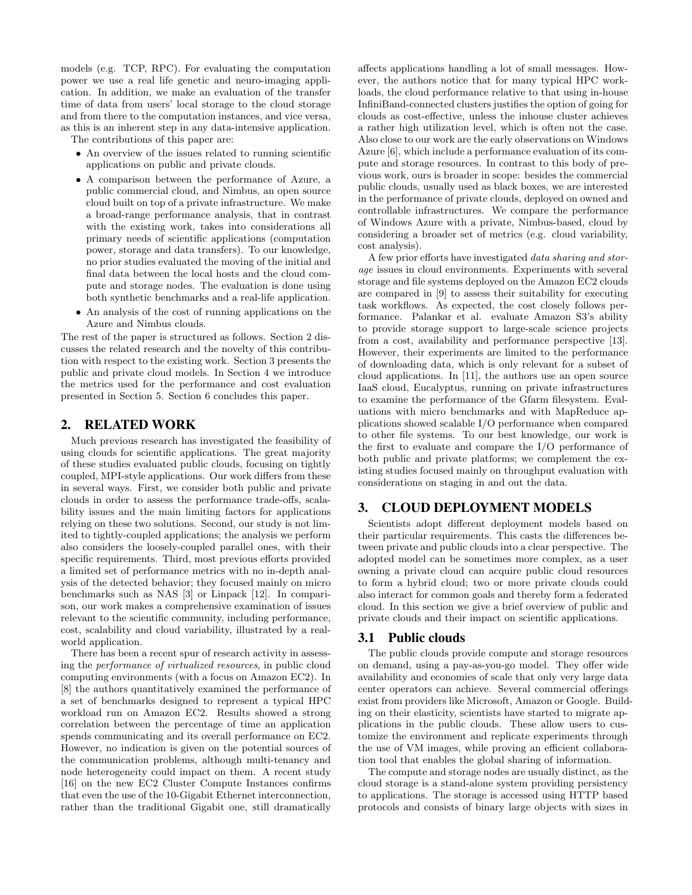models (e.g. TCP, RPC). For evaluating the computation power we use a real life genetic and neuro-imaging application. In addition, we make an evaluation of the transfer time of data from users' local storage to the cloud storage and from there to the computation instances, and vice versa, as this is an inherent step in any data-intensive application.

The contributions of this paper are:

- An overview of the issues related to running scientific applications on public and private clouds.
- A comparison between the performance of Azure, a public commercial cloud, and Nimbus, an open source cloud built on top of a private infrastructure. We make a broad-range performance analysis, that in contrast with the existing work, takes into considerations all primary needs of scientific applications (computation power, storage and data transfers). To our knowledge, no prior studies evaluated the moving of the initial and final data between the local hosts and the cloud compute and storage nodes. The evaluation is done using both synthetic benchmarks and a real-life application.
- An analysis of the cost of running applications on the Azure and Nimbus clouds.

The rest of the paper is structured as follows. Section 2 discusses the related research and the novelty of this contribution with respect to the existing work. Section 3 presents the public and private cloud models. In Section 4 we introduce the metrics used for the performance and cost evaluation presented in Section 5. Section 6 concludes this paper.

## 2. RELATED WORK

Much previous research has investigated the feasibility of using clouds for scientific applications. The great majority of these studies evaluated public clouds, focusing on tightly coupled, MPI-style applications. Our work differs from these in several ways. First, we consider both public and private clouds in order to assess the performance trade-offs, scalability issues and the main limiting factors for applications relying on these two solutions. Second, our study is not limited to tightly-coupled applications; the analysis we perform also considers the loosely-coupled parallel ones, with their specific requirements. Third, most previous efforts provided a limited set of performance metrics with no in-depth analysis of the detected behavior; they focused mainly on micro benchmarks such as NAS [3] or Linpack [12]. In comparison, our work makes a comprehensive examination of issues relevant to the scientific community, including performance, cost, scalability and cloud variability, illustrated by a real-world application.

There has been a recent spur of research activity in assessing the *performance of virtualized resources*, in public cloud computing environments (with a focus on Amazon EC2). In [8] the authors quantitatively examined the performance of a set of benchmarks designed to represent a typical HPC workload run on Amazon EC2. Results showed a strong correlation between the percentage of time an application spends communicating and its overall performance on EC2. However, no indication is given on the potential sources of the communication problems, although multi-tenancy and node heterogeneity could impact on them. A recent study [16] on the new EC2 Cluster Compute Instances confirms that even the use of the 10-Gigabit Ethernet interconnection, rather than the traditional Gigabit one, still dramatically affects applications handling a lot of small messages. However, the authors notice that for many typical HPC workloads, the cloud performance relative to that using in-house InfiniBand-connected clusters justifies the option of going for clouds as cost-effective, unless the inhouse cluster achieves a rather high utilization level, which is often not the case. Also close to our work are the early observations on Windows Azure [6], which include a performance evaluation of its compute and storage resources. In contrast to this body of previous work, ours is broader in scope: besides the commercial public clouds, usually used as black boxes, we are interested in the performance of private clouds, deployed on owned and controllable infrastructures. We compare the performance of Windows Azure with a private, Nimbus-based, cloud by considering a broader set of metrics (e.g. cloud variability, cost analysis).

A few prior efforts have investigated *data sharing and storage* issues in cloud environments. Experiments with several storage and file systems deployed on the Amazon EC2 clouds are compared in [9] to assess their suitability for executing task workflows. As expected, the cost closely follows performance. Palankar et al. evaluate Amazon S3's ability to provide storage support to large-scale science projects from a cost, availability and performance perspective [13]. However, their experiments are limited to the performance of downloading data, which is only relevant for a subset of cloud applications. In [11], the authors use an open source IaaS cloud, Eucalyptus, running on private infrastructures to examine the performance of the Gfarm filesystem. Evaluations with micro benchmarks and with MapReduce applications showed scalable I/O performance when compared to other file systems. To our best knowledge, our work is the first to evaluate and compare the I/O performance of both public and private platforms; we complement the existing studies focused mainly on throughput evaluation with considerations on staging in and out the data.

## 3. CLOUD DEPLOYMENT MODELS

Scientists adopt different deployment models based on their particular requirements. This casts the differences between private and public clouds into a clear perspective. The adopted model can be sometimes more complex, as a user owning a private cloud can acquire public cloud resources to form a hybrid cloud; two or more private clouds could also interact for common goals and thereby form a federated cloud. In this section we give a brief overview of public and private clouds and their impact on scientific applications.

### 3.1 Public clouds

The public clouds provide compute and storage resources on demand, using a pay-as-you-go model. They offer wide availability and economies of scale that only very large data center operators can achieve. Several commercial offerings exist from providers like Microsoft, Amazon or Google. Building on their elasticity, scientists have started to migrate applications in the public clouds. These allow users to customize the environment and replicate experiments through the use of VM images, while proving an efficient collaboration tool that enables the global sharing of information.

The compute and storage nodes are usually distinct, as the cloud storage is a stand-alone system providing persistency to applications. The storage is accessed using HTTP based protocols and consists of binary large objects with sizes in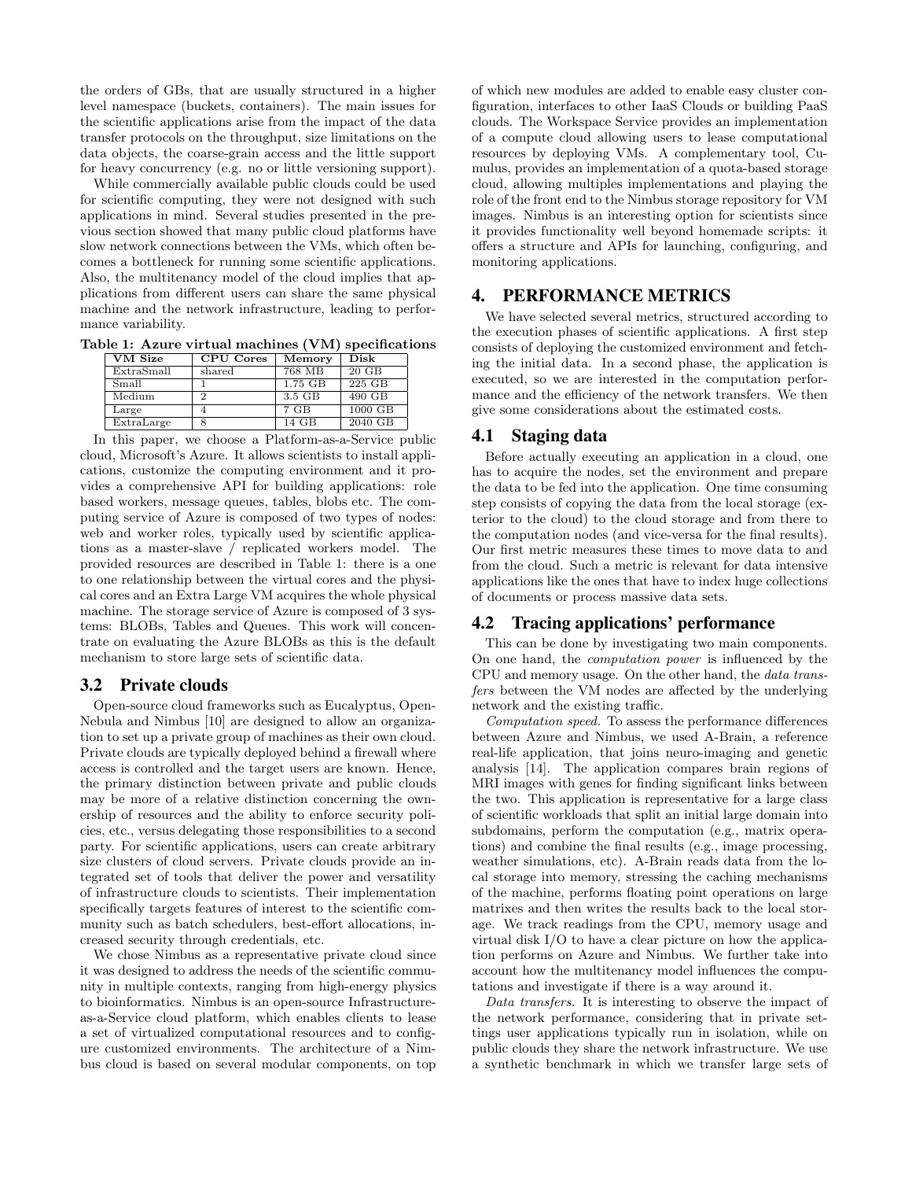the orders of GBs, that are usually structured in a higher level namespace (buckets, containers). The main issues for the scientific applications arise from the impact of the data transfer protocols on the throughput, size limitations on the data objects, the coarse-grain access and the little support for heavy concurrency (e.g. no or little versioning support).

While commercially available public clouds could be used for scientific computing, they were not designed with such applications in mind. Several studies presented in the previous section showed that many public cloud platforms have slow network connections between the VMs, which often becomes a bottleneck for running some scientific applications. Also, the multitenancy model of the cloud implies that applications from different users can share the same physical machine and the network infrastructure, leading to performance variability.

**Table 1: Azure virtual machines (VM) specifications**

| VM Size | CPU Cores | Memory | Disk |
|---|---|---|---|
| ExtraSmall | shared | 768 MB | 20 GB |
| Small | 1 | 1.75 GB | 225 GB |
| Medium | 2 | 3.5 GB | 490 GB |
| Large | 4 | 7 GB | 1000 GB |
| ExtraLarge | 8 | 14 GB | 2040 GB |

In this paper, we choose a Platform-as-a-Service public cloud, Microsoft's Azure. It allows scientists to install applications, customize the computing environment and it provides a comprehensive API for building applications: role based workers, message queues, tables, blobs etc. The computing service of Azure is composed of two types of nodes: web and worker roles, typically used by scientific applications as a master-slave / replicated workers model. The provided resources are described in Table 1: there is a one to one relationship between the virtual cores and the physical cores and an Extra Large VM acquires the whole physical machine. The storage service of Azure is composed of 3 systems: BLOBs, Tables and Queues. This work will concentrate on evaluating the Azure BLOBs as this is the default mechanism to store large sets of scientific data.

## 3.2 Private clouds

Open-source cloud frameworks such as Eucalyptus, OpenNebula and Nimbus [10] are designed to allow an organization to set up a private group of machines as their own cloud. Private clouds are typically deployed behind a firewall where access is controlled and the target users are known. Hence, the primary distinction between private and public clouds may be more of a relative distinction concerning the ownership of resources and the ability to enforce security policies, etc., versus delegating those responsibilities to a second party. For scientific applications, users can create arbitrary size clusters of cloud servers. Private clouds provide an integrated set of tools that deliver the power and versatility of infrastructure clouds to scientists. Their implementation specifically targets features of interest to the scientific community such as batch schedulers, best-effort allocations, increased security through credentials, etc.

We chose Nimbus as a representative private cloud since it was designed to address the needs of the scientific community in multiple contexts, ranging from high-energy physics to bioinformatics. Nimbus is an open-source Infrastructure-as-a-Service cloud platform, which enables clients to lease a set of virtualized computational resources and to configure customized environments. The architecture of a Nimbus cloud is based on several modular components, on top of which new modules are added to enable easy cluster configuration, interfaces to other IaaS Clouds or building PaaS clouds. The Workspace Service provides an implementation of a compute cloud allowing users to lease computational resources by deploying VMs. A complementary tool, Cumulus, provides an implementation of a quota-based storage cloud, allowing multiples implementations and playing the role of the front end to the Nimbus storage repository for VM images. Nimbus is an interesting option for scientists since it provides functionality well beyond homemade scripts: it offers a structure and APIs for launching, configuring, and monitoring applications.

# 4. PERFORMANCE METRICS

We have selected several metrics, structured according to the execution phases of scientific applications. A first step consists of deploying the customized environment and fetching the initial data. In a second phase, the application is executed, so we are interested in the computation performance and the efficiency of the network transfers. We then give some considerations about the estimated costs.

## 4.1 Staging data

Before actually executing an application in a cloud, one has to acquire the nodes, set the environment and prepare the data to be fed into the application. One time consuming step consists of copying the data from the local storage (exterior to the cloud) to the cloud storage and from there to the computation nodes (and vice-versa for the final results). Our first metric measures these times to move data to and from the cloud. Such a metric is relevant for data intensive applications like the ones that have to index huge collections of documents or process massive data sets.

## 4.2 Tracing applications' performance

This can be done by investigating two main components. On one hand, the *computation power* is influenced by the CPU and memory usage. On the other hand, the *data transfers* between the VM nodes are affected by the underlying network and the existing traffic.

*Computation speed.* To assess the performance differences between Azure and Nimbus, we used A-Brain, a reference real-life application, that joins neuro-imaging and genetic analysis [14]. The application compares brain regions of MRI images with genes for finding significant links between the two. This application is representative for a large class of scientific workloads that split an initial large domain into subdomains, perform the computation (e.g., matrix operations) and combine the final results (e.g., image processing, weather simulations, etc). A-Brain reads data from the local storage into memory, stressing the caching mechanisms of the machine, performs floating point operations on large matrixes and then writes the results back to the local storage. We track readings from the CPU, memory usage and virtual disk I/O to have a clear picture on how the application performs on Azure and Nimbus. We further take into account how the multitenancy model influences the computations and investigate if there is a way around it.

*Data transfers.* It is interesting to observe the impact of the network performance, considering that in private settings user applications typically run in isolation, while on public clouds they share the network infrastructure. We use a synthetic benchmark in which we transfer large sets of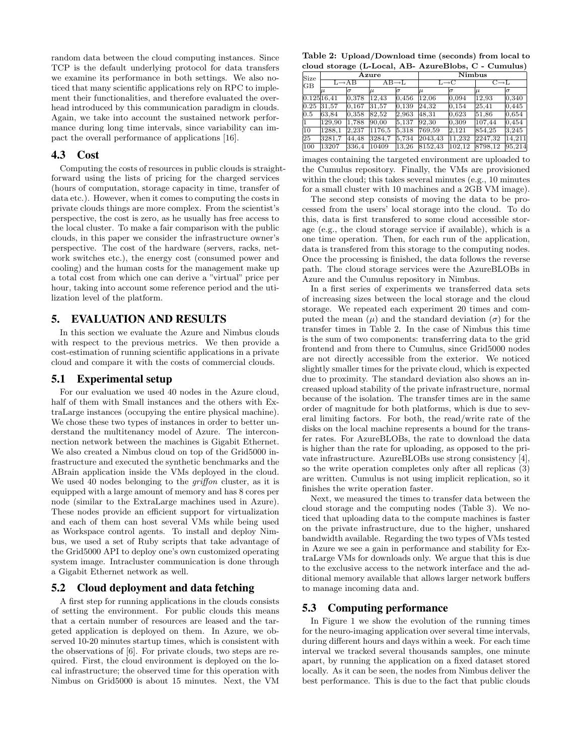random data between the cloud computing instances. Since TCP is the default underlying protocol for data transfers we examine its performance in both settings. We also noticed that many scientific applications rely on RPC to implement their functionalities, and therefore evaluated the overhead introduced by this communication paradigm in clouds. Again, we take into account the sustained network performance during long time intervals, since variability can impact the overall performance of applications [16].

### 4.3 Cost

Computing the costs of resources in public clouds is straightforward using the lists of pricing for the charged services (hours of computation, storage capacity in time, transfer of data etc.). However, when it comes to computing the costs in private clouds things are more complex. From the scientist's perspective, the cost is zero, as he usually has free access to the local cluster. To make a fair comparison with the public clouds, in this paper we consider the infrastructure owner's perspective. The cost of the hardware (servers, racks, network switches etc.), the energy cost (consumed power and cooling) and the human costs for the management make up a total cost from which one can derive a "virtual" price per hour, taking into account some reference period and the utilization level of the platform.

## 5. EVALUATION AND RESULTS

In this section we evaluate the Azure and Nimbus clouds with respect to the previous metrics. We then provide a cost-estimation of running scientific applications in a private cloud and compare it with the costs of commercial clouds.

### 5.1 Experimental setup

For our evaluation we used 40 nodes in the Azure cloud, half of them with Small instances and the others with ExtraLarge instances (occupying the entire physical machine). We chose these two types of instances in order to better understand the multitenancy model of Azure. The interconnection network between the machines is Gigabit Ethernet. We also created a Nimbus cloud on top of the Grid5000 infrastructure and executed the synthetic benchmarks and the ABrain application inside the VMs deployed in the cloud. We used 40 nodes belonging to the *griffon* cluster, as it is equipped with a large amount of memory and has 8 cores per node (similar to the ExtraLarge machines used in Azure). These nodes provide an efficient support for virtualization and each of them can host several VMs while being used as Workspace control agents. To install and deploy Nimbus, we used a set of Ruby scripts that take advantage of the Grid5000 API to deploy one's own customized operating system image. Intracluster communication is done through a Gigabit Ethernet network as well.

### 5.2 Cloud deployment and data fetching

A first step for running applications in the clouds consists of setting the environment. For public clouds this means that a certain number of resources are leased and the targeted application is deployed on them. In Azure, we observed 10-20 minutes startup times, which is consistent with the observations of [6]. For private clouds, two steps are required. First, the cloud environment is deployed on the local infrastructure; the observed time for this operation with Nimbus on Grid5000 is about 15 minutes. Next, the VM images containing the targeted environment are uploaded to the Cumulus repository. Finally, the VMs are provisioned within the cloud; this takes several minutes (e.g., 10 minutes for a small cluster with 10 machines and a 2GB VM image).

**Table 2: Upload/Download time (seconds) from local to cloud storage (L-Local, AB- AzureBlobs, C - Cumulus)**

| Size GB | Azure | | | | Nimbus | | | |
|---|---|---|---|---|---|---|---|---|
| | L→AB | | AB→L | | L→C | | C→L | |
| | $\mu$ | $\sigma$ | $\mu$ | $\sigma$ | $\mu$ | $\sigma$ | $\mu$ | $\sigma$ |
| 0.125 | 16,41 | 0,378 | 12,43 | 0,456 | 12,06 | 0,094 | 12,93 | 0,340 |
| 0.25 | 31,57 | 0,167 | 31,57 | 0,139 | 24,32 | 0,154 | 25,41 | 0,445 |
| 0.5 | 63,84 | 0,358 | 82,52 | 2,963 | 48,31 | 0,623 | 51,86 | 0,654 |
| 1 | 129,90 | 1,788 | 90,00 | 5,137 | 92,30 | 0,309 | 107,44 | 0,454 |
| 10 | 1288,1 | 2,237 | 1176,5 | 5,318 | 769,59 | 2,121 | 854,25 | 3,245 |
| 25 | 3281,7 | 44,48 | 3284,7 | 5,734 | 2043,43 | 11,232 | 2247,32 | 14,211 |
| 100 | 13207 | 336,4 | 10409 | 13,26 | 8152,43 | 102,12 | 8798,12 | 95,214 |

The second step consists of moving the data to be processed from the users' local storage into the cloud. To do this, data is first transfered to some cloud accessible storage (e.g., the cloud storage service if available), which is a one time operation. Then, for each run of the application, data is transfered from this storage to the computing nodes. Once the processing is finished, the data follows the reverse path. The cloud storage services were the AzureBLOBs in Azure and the Cumulus repository in Nimbus.

In a first series of experiments we transferred data sets of increasing sizes between the local storage and the cloud storage. We repeated each experiment 20 times and computed the mean ($\mu$) and the standard deviation ($\sigma$) for the transfer times in Table 2. In the case of Nimbus this time is the sum of two components: transferring data to the grid frontend and from there to Cumulus, since Grid5000 nodes are not directly accessible from the exterior. We noticed slightly smaller times for the private cloud, which is expected due to proximity. The standard deviation also shows an increased upload stability of the private infrastructure, normal because of the isolation. The transfer times are in the same order of magnitude for both platforms, which is due to several limiting factors. For both, the read/write rate of the disks on the local machine represents a bound for the transfer rates. For AzureBLOBs, the rate to download the data is higher than the rate for uploading, as opposed to the private infrastructure. AzureBLOBs use strong consistency [4], so the write operation completes only after all replicas (3) are written. Cumulus is not using implicit replication, so it finishes the write operation faster.

Next, we measured the times to transfer data between the cloud storage and the computing nodes (Table 3). We noticed that uploading data to the compute machines is faster on the private infrastructure, due to the higher, unshared bandwidth available. Regarding the two types of VMs tested in Azure we see a gain in performance and stability for ExtraLarge VMs for downloads only. We argue that this is due to the exclusive access to the network interface and the additional memory available that allows larger network buffers to manage incoming data and.

### 5.3 Computing performance

In Figure 1 we show the evolution of the running times for the neuro-imaging application over several time intervals, during different hours and days within a week. For each time interval we tracked several thousands samples, one minute apart, by running the application on a fixed dataset stored locally. As it can be seen, the nodes from Nimbus deliver the best performance. This is due to the fact that public clouds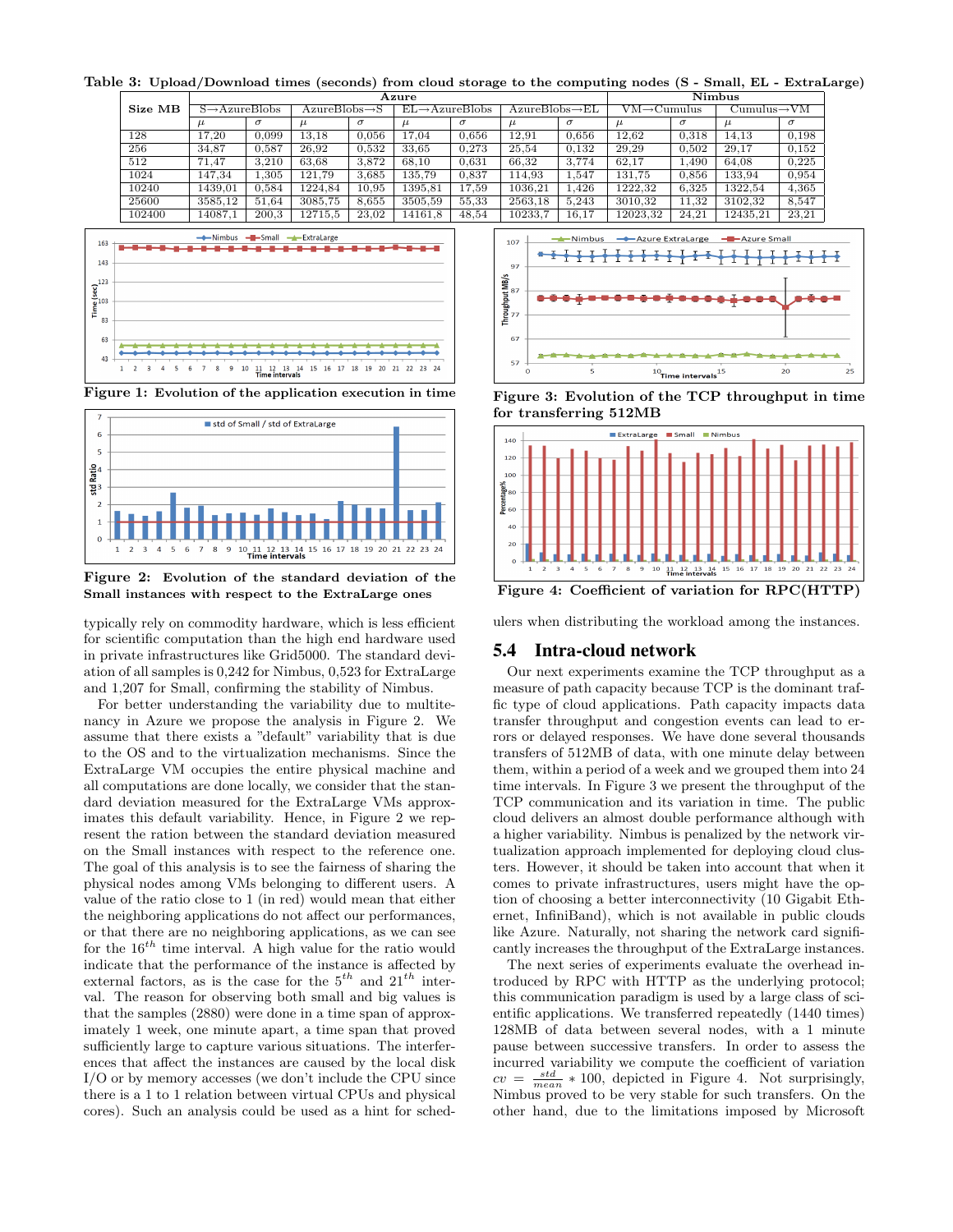**Table 3: Upload/Download times (seconds) from cloud storage to the computing nodes (S - Small, EL - ExtraLarge)**

| Size MB | Azure | | | | | | | | Nimbus | | | |
|---|---|---|---|---|---|---|---|---|---|---|---|---|
| | S→AzureBlobs | | AzureBlobs→S | | EL→AzureBlobs | | AzureBlobs→EL | | VM→Cumulus | | Cumulus→VM | |
| | $\mu$ | $\sigma$ | $\mu$ | $\sigma$ | $\mu$ | $\sigma$ | $\mu$ | $\sigma$ | $\mu$ | $\sigma$ | $\mu$ | $\sigma$ |
| 128 | 17,20 | 0,099 | 13,18 | 0,056 | 17,04 | 0,656 | 12,91 | 0,656 | 12,62 | 0,318 | 14,13 | 0,198 |
| 256 | 34,87 | 0,587 | 26,92 | 0,532 | 33,65 | 0,273 | 25,54 | 0,132 | 29,29 | 0,502 | 29,17 | 0,152 |
| 512 | 71,47 | 3,210 | 63,68 | 3,872 | 68,10 | 0,631 | 66,32 | 3,774 | 62,17 | 1,490 | 64,08 | 0,225 |
| 1024 | 147,34 | 1,305 | 121,79 | 3,685 | 135,79 | 0,837 | 114,93 | 1,547 | 131,75 | 0,856 | 133,94 | 0,954 |
| 10240 | 1439,01 | 0,584 | 1224,84 | 10,95 | 1395,81 | 17,59 | 1036,21 | 1,426 | 1222,32 | 6,325 | 1322,54 | 4,365 |
| 25600 | 3585,12 | 51,64 | 3085,75 | 8,655 | 3505,59 | 55,33 | 2563,18 | 5,243 | 3010,32 | 11,32 | 3102,32 | 8,547 |
| 102400 | 14087,1 | 200,3 | 12715,5 | 23,02 | 14161,8 | 48,54 | 10233,7 | 16,17 | 12023,32 | 24,21 | 12435,21 | 23,21 |

**Figure 1: Evolution of the application execution in time**

**Figure 2: Evolution of the standard deviation of the Small instances with respect to the ExtraLarge ones**

**Figure 3: Evolution of the TCP throughput in time for transferring 512MB**

**Figure 4: Coefficient of variation for RPC(HTTP)**

typically rely on commodity hardware, which is less efficient for scientific computation than the high end hardware used in private infrastructures like Grid5000. The standard deviation of all samples is 0,242 for Nimbus, 0,523 for ExtraLarge and 1,207 for Small, confirming the stability of Nimbus.

For better understanding the variability due to multitenancy in Azure we propose the analysis in Figure 2. We assume that there exists a "default" variability that is due to the OS and to the virtualization mechanisms. Since the ExtraLarge VM occupies the entire physical machine and all computations are done locally, we consider that the standard deviation measured for the ExtraLarge VMs approximates this default variability. Hence, in Figure 2 we represent the ration between the standard deviation measured on the Small instances with respect to the reference one. The goal of this analysis is to see the fairness of sharing the physical nodes among VMs belonging to different users. A value of the ratio close to 1 (in red) would mean that either the neighboring applications do not affect our performances, or that there are no neighboring applications, as we can see for the $16^{th}$ time interval. A high value for the ratio would indicate that the performance of the instance is affected by external factors, as is the case for the $5^{th}$ and $21^{th}$ interval. The reason for observing both small and big values is that the samples (2880) were done in a time span of approximately 1 week, one minute apart, a time span that proved sufficiently large to capture various situations. The interferences that affect the instances are caused by the local disk I/O or by memory accesses (we don't include the CPU since there is a 1 to 1 relation between virtual CPUs and physical cores). Such an analysis could be used as a hint for schedulers when distributing the workload among the instances.

## 5.4 Intra-cloud network

Our next experiments examine the TCP throughput as a measure of path capacity because TCP is the dominant traffic type of cloud applications. Path capacity impacts data transfer throughput and congestion events can lead to errors or delayed responses. We have done several thousands transfers of 512MB of data, with one minute delay between them, within a period of a week and we grouped them into 24 time intervals. In Figure 3 we present the throughput of the TCP communication and its variation in time. The public cloud delivers an almost double performance although with a higher variability. Nimbus is penalized by the network virtualization approach implemented for deploying cloud clusters. However, it should be taken into account that when it comes to private infrastructures, users might have the option of choosing a better interconnectivity (10 Gigabit Ethernet, InfiniBand), which is not available in public clouds like Azure. Naturally, not sharing the network card significantly increases the throughput of the ExtraLarge instances.

The next series of experiments evaluate the overhead introduced by RPC with HTTP as the underlying protocol; this communication paradigm is used by a large class of scientific applications. We transferred repeatedly (1440 times) 128MB of data between several nodes, with a 1 minute pause between successive transfers. In order to assess the incurred variability we compute the coefficient of variation $cv = \frac{std}{mean} * 100$, depicted in Figure 4. Not surprisingly, Nimbus proved to be very stable for such transfers. On the other hand, due to the limitations imposed by Microsoft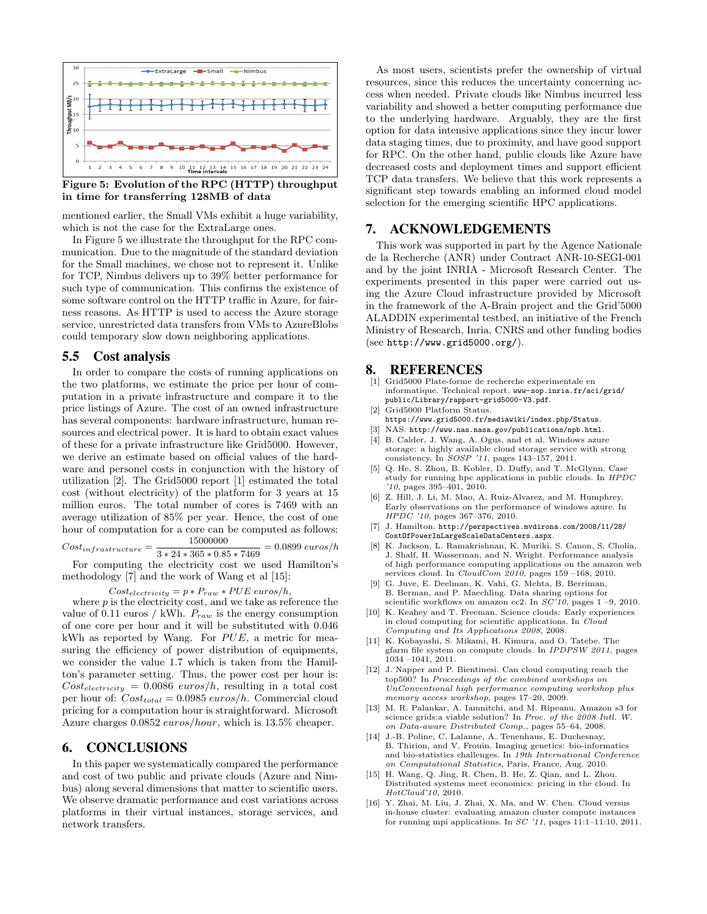30
25
20
15
10
5
0

ExtraLarge  Small  Nimbus

Throughput MB/s

1 2 3 4 5 6 7 8 9 10 11 12 13 14 15 16 17 18 19 20 21 22 23 24
Time intervals

**Figure 5: Evolution of the RPC (HTTP) throughput in time for transferring 128MB of data**

mentioned earlier, the Small VMs exhibit a huge variability, which is not the case for the ExtraLarge ones.

In Figure 5 we illustrate the throughput for the RPC communication. Due to the magnitude of the standard deviation for the Small machines, we chose not to represent it. Unlike for TCP, Nimbus delivers up to 39% better performance for such type of communication. This confirms the existence of some software control on the HTTP traffic in Azure, for fairness reasons. As HTTP is used to access the Azure storage service, unrestricted data transfers from VMs to AzureBlobs could temporary slow down neighboring applications.

### 5.5 Cost analysis

In order to compare the costs of running applications on the two platforms, we estimate the price per hour of computation in a private infrastructure and compare it to the price listings of Azure. The cost of an owned infrastructure has several components: hardware infrastructure, human resources and electrical power. It is hard to obtain exact values of these for a private infrastructure like Grid5000. However, we derive an estimate based on official values of the hardware and personel costs in conjunction with the history of utilization [2]. The Grid5000 report [1] estimated the total cost (without electricity) of the platform for 3 years at 15 million euros. The total number of cores is 7469 with an average utilization of 85% per year. Hence, the cost of one hour of computation for a core can be computed as follows:

$$Cost_{infrastructure} = \frac{15000000}{3*24*365*0.85*7469} = 0.0899 \ euros/h$$

For computing the electricity cost we used Hamilton's methodology [7] and the work of Wang et al [15]:

$$Cost_{electricity} = p * P_{raw} * PUE \ euros/h,$$

where $p$ is the electricity cost, and we take as reference the value of 0.11 euros / kWh. $P_{raw}$ is the energy consumption of one core per hour and it will be substituted with 0.046 kWh as reported by Wang. For $PUE$, a metric for measuring the efficiency of power distribution of equipments, we consider the value 1.7 which is taken from the Hamilton's parameter setting. Thus, the power cost per hour is: $Cost_{electricity} = 0.0086 \ euros/h$, resulting in a total cost per hour of: $Cost_{total} = 0.0985 \ euros/h$. Commercial cloud pricing for a computation hour is straightforward. Microsoft Azure charges 0.0852 $euros/hour$, which is 13.5% cheaper.

## 6. CONCLUSIONS

In this paper we systematically compared the performance and cost of two public and private clouds (Azure and Nimbus) along several dimensions that matter to scientific users. We observe dramatic performance and cost variations across platforms in their virtual instances, storage services, and network transfers.

As most users, scientists prefer the ownership of virtual resources, since this reduces the uncertainty concerning access when needed. Private clouds like Nimbus incurred less variability and showed a better computing performance due to the underlying hardware. Arguably, they are the first option for data intensive applications since they incur lower data staging times, due to proximity, and have good support for RPC. On the other hand, public clouds like Azure have decreased costs and deployment times and support efficient TCP data transfers. We believe that this work represents a significant step towards enabling an informed cloud model selection for the emerging scientific HPC applications.

## 7. ACKNOWLEDGEMENTS

This work was supported in part by the Agence Nationale de la Recherche (ANR) under Contract ANR-10-SEGI-001 and by the joint INRIA - Microsoft Research Center. The experiments presented in this paper were carried out using the Azure Cloud infrastructure provided by Microsoft in the framework of the A-Brain project and the Grid'5000 ALADDIN experimental testbed, an initiative of the French Ministry of Research, Inria, CNRS and other funding bodies (see http://www.grid5000.org/).

## 8. REFERENCES

[1] Grid5000 Plate-forme de recherche experimentale en informatique. Technical report. www-sop.inria.fr/aci/grid/public/Library/rapport-grid5000-V3.pdf.

[2] Grid5000 Platform Status. https://www.grid5000.fr/mediawiki/index.php/Status.

[3] NAS. http://www.nas.nasa.gov/publications/npb.html.

[4] B. Calder, J. Wang, A. Ogus, and et al. Windows azure storage: a highly available cloud storage service with strong consistency. In *SOSP '11*, pages 143–157, 2011.

[5] Q. He, S. Zhou, B. Kobler, D. Duffy, and T. McGlynn. Case study for running hpc applications in public clouds. In *HPDC '10*, pages 395–401, 2010.

[6] Z. Hill, J. Li, M. Mao, A. Ruiz-Alvarez, and M. Humphrey. Early observations on the performance of windows azure. In *HPDC '10*, pages 367–376, 2010.

[7] J. Hamilton. http://perspectives.mvdirona.com/2008/11/28/CostOfPowerInLargeScaleDataCenters.aspx.

[8] K. Jackson, L. Ramakrishnan, K. Muriki, S. Canon, S. Cholia, J. Shalf, H. Wasserman, and N. Wright. Performance analysis of high performance computing applications on the amazon web services cloud. In *CloudCom 2010*, pages 159 –168, 2010.

[9] G. Juve, E. Deelman, K. Vahi, G. Mehta, B. Berriman, B. Berman, and P. Maechling. Data sharing options for scientific workflows on amazon ec2. In *SC'10*, pages 1 –9, 2010.

[10] K. Keahey and T. Freeman. Science clouds: Early experiences in cloud computing for scientific applications. In *Cloud Computing and Its Applications 2008*, 2008.

[11] K. Kobayashi, S. Mikami, H. Kimura, and O. Tatebe. The gfarm file system on compute clouds. In *IPDPSW 2011*, pages 1034 –1041, 2011.

[12] J. Napper and P. Bientinesi. Can cloud computing reach the top500? In *Proceedings of the combined workshops on UnConventional high performance computing workshop plus memory access workshop*, pages 17–20, 2009.

[13] M. R. Palankar, A. Iamnitchi, and M. Ripeanu. Amazon s3 for science grids:a viable solution? In *Proc. of the 2008 Intl. W. on Data-aware Distributed Comp.*, pages 55–64, 2008.

[14] J.-B. Poline, C. Lalanne, A. Tenenhaus, E. Duchesnay, B. Thirion, and V. Frouin. Imaging genetics: bio-informatics and bio-statistics challenges. In *19th International Conference on Computational Statistics*, Paris, France, Aug. 2010.

[15] H. Wang, Q. Jing, R. Chen, B. He, Z. Qian, and L. Zhou. Distributed systems meet economics: pricing in the cloud. In *HotCloud'10*, 2010.

[16] Y. Zhai, M. Liu, J. Zhai, X. Ma, and W. Chen. Cloud versus in-house cluster: evaluating amazon cluster compute instances for running mpi applications. In *SC '11*, pages 11:1–11:10, 2011.